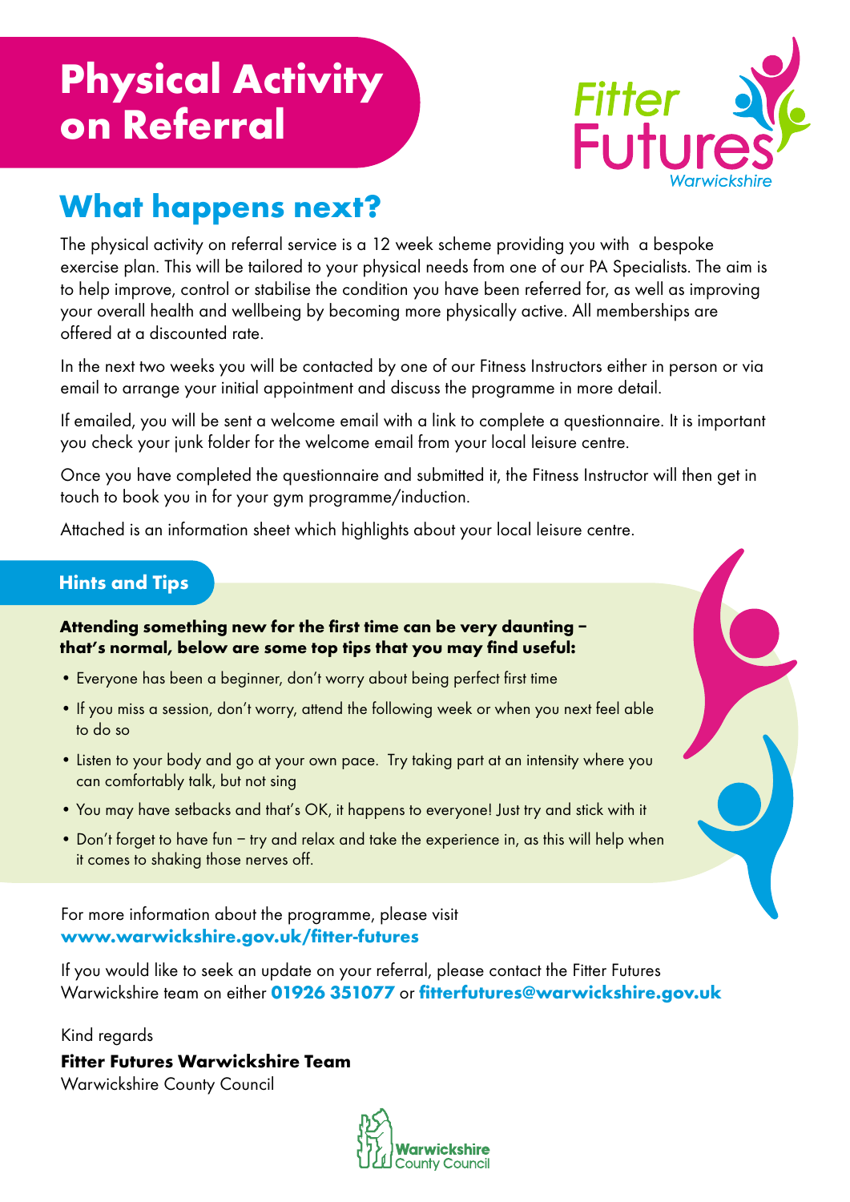# Physical Activity on Referral

Fitter Futures Warwickshire

## What happens next?

The physical activity on referral service is a 12 week scheme providing you with a bespoke exercise plan. This will be tailored to your physical needs from one of our PA Specialists. The aim is to help improve, control or stabilise the condition you have been referred for, as well as improving your overall health and wellbeing by becoming more physically active. All memberships are offered at a discounted rate.

In the next two weeks you will be contacted by one of our Fitness Instructors either in person or via email to arrange your initial appointment and discuss the programme in more detail.

If emailed, you will be sent a welcome email with a link to complete a questionnaire. It is important you check your junk folder for the welcome email from your local leisure centre.

Once you have completed the questionnaire and submitted it, the Fitness Instructor will then get in touch to book you in for your gym programme/induction.

Attached is an information sheet which highlights about your local leisure centre.

### Hints and Tips

**Attending something new for the first time can be very daunting – that's normal, below are some top tips that you may find useful:**

- Everyone has been a beginner, don't worry about being perfect first time
- If you miss a session, don't worry, attend the following week or when you next feel able to do so
- Listen to your body and go at your own pace. Try taking part at an intensity where you can comfortably talk, but not sing
- You may have setbacks and that's OK, it happens to everyone! Just try and stick with it
- Don't forget to have fun – try and relax and take the experience in, as this will help when it comes to shaking those nerves off.

For more information about the programme, please visit **www.warwickshire.gov.uk/fitter-futures**

If you would like to seek an update on your referral, please contact the Fitter Futures Warwickshire team on either **01926 351077** or **fitterfutures@warwickshire.gov.uk**

Kind regards

**Fitter Futures Warwickshire Team**
Warwickshire County Council

Warwickshire County Council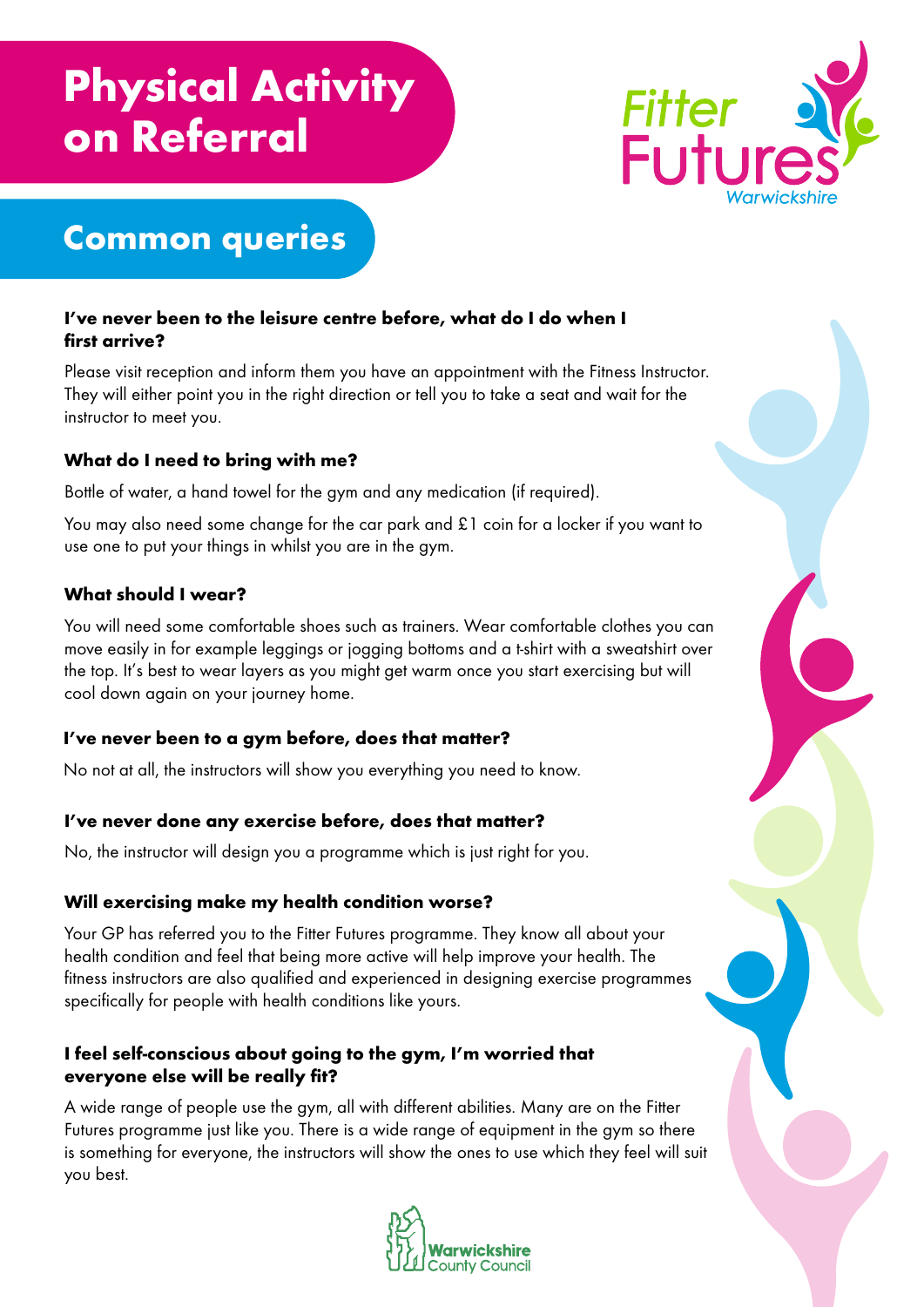# Physical Activity on Referral

Fitter Futures Warwickshire

## Common queries

**I've never been to the leisure centre before, what do I do when I first arrive?**

Please visit reception and inform them you have an appointment with the Fitness Instructor. They will either point you in the right direction or tell you to take a seat and wait for the instructor to meet you.

**What do I need to bring with me?**

Bottle of water, a hand towel for the gym and any medication (if required).

You may also need some change for the car park and £1 coin for a locker if you want to use one to put your things in whilst you are in the gym.

**What should I wear?**

You will need some comfortable shoes such as trainers. Wear comfortable clothes you can move easily in for example leggings or jogging bottoms and a t-shirt with a sweatshirt over the top. It's best to wear layers as you might get warm once you start exercising but will cool down again on your journey home.

**I've never been to a gym before, does that matter?**

No not at all, the instructors will show you everything you need to know.

**I've never done any exercise before, does that matter?**

No, the instructor will design you a programme which is just right for you.

**Will exercising make my health condition worse?**

Your GP has referred you to the Fitter Futures programme. They know all about your health condition and feel that being more active will help improve your health. The fitness instructors are also qualified and experienced in designing exercise programmes specifically for people with health conditions like yours.

**I feel self-conscious about going to the gym, I'm worried that everyone else will be really fit?**

A wide range of people use the gym, all with different abilities. Many are on the Fitter Futures programme just like you. There is a wide range of equipment in the gym so there is something for everyone, the instructors will show the ones to use which they feel will suit you best.

Warwickshire County Council